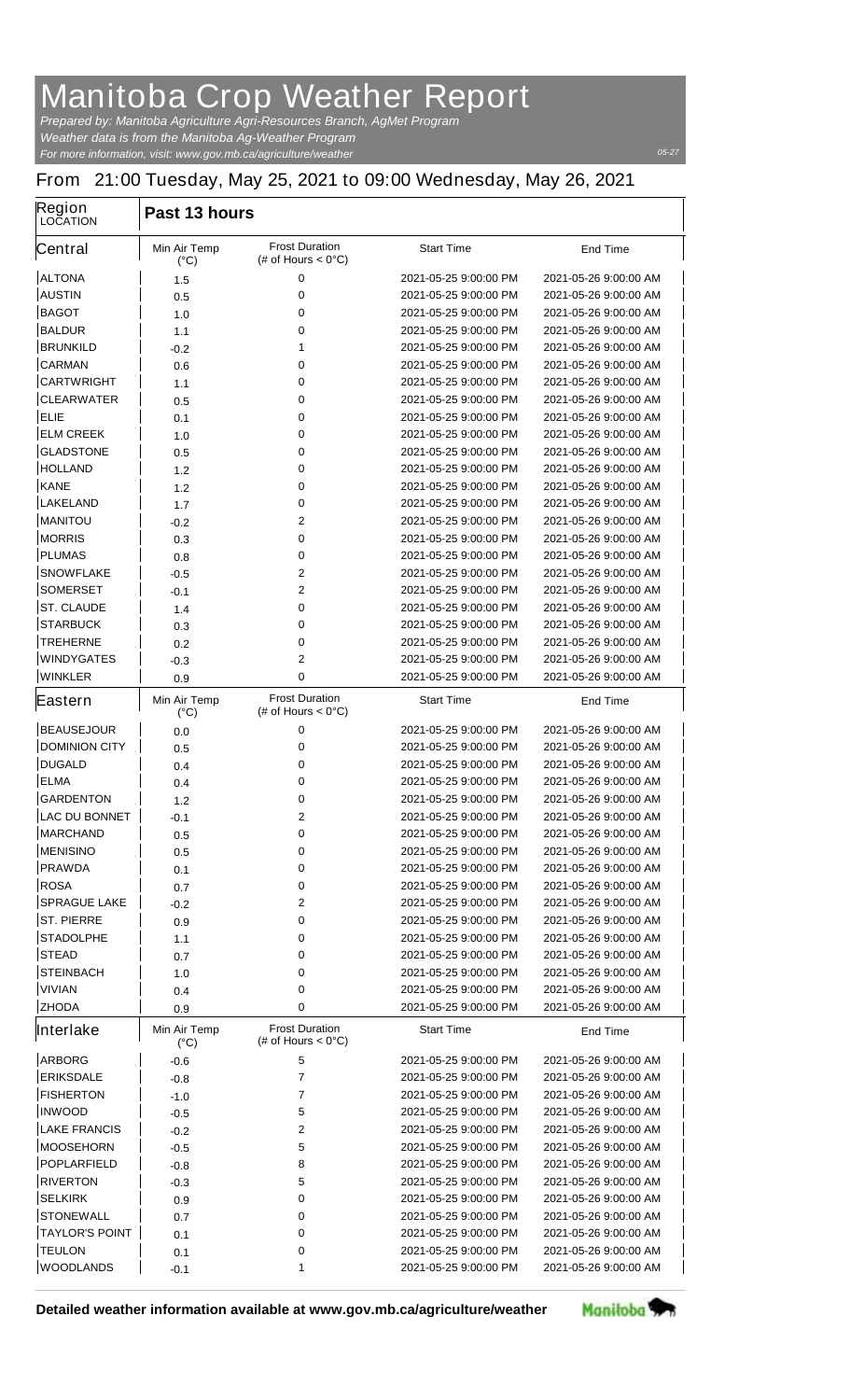# Manitoba Crop Weather Report

*Prepared by: Manitoba Agriculture Agri-Resources Branch, AgMet Program*
*Weather data is from the Manitoba Ag-Weather Program*
*For more information, visit: www.gov.mb.ca/agriculture/weather*

05-27

## From 21:00 Tuesday, May 25, 2021 to 09:00 Wednesday, May 26, 2021

| Region LOCATION | Past 13 hours | | | |
|---|---|---|---|---|
| **Central** | Min Air Temp (°C) | Frost Duration (# of Hours < 0°C) | Start Time | End Time |
| ALTONA | 1.5 | 0 | 2021-05-25 9:00:00 PM | 2021-05-26 9:00:00 AM |
| AUSTIN | 0.5 | 0 | 2021-05-25 9:00:00 PM | 2021-05-26 9:00:00 AM |
| BAGOT | 1.0 | 0 | 2021-05-25 9:00:00 PM | 2021-05-26 9:00:00 AM |
| BALDUR | 1.1 | 0 | 2021-05-25 9:00:00 PM | 2021-05-26 9:00:00 AM |
| BRUNKILD | -0.2 | 1 | 2021-05-25 9:00:00 PM | 2021-05-26 9:00:00 AM |
| CARMAN | 0.6 | 0 | 2021-05-25 9:00:00 PM | 2021-05-26 9:00:00 AM |
| CARTWRIGHT | 1.1 | 0 | 2021-05-25 9:00:00 PM | 2021-05-26 9:00:00 AM |
| CLEARWATER | 0.5 | 0 | 2021-05-25 9:00:00 PM | 2021-05-26 9:00:00 AM |
| ELIE | 0.1 | 0 | 2021-05-25 9:00:00 PM | 2021-05-26 9:00:00 AM |
| ELM CREEK | 1.0 | 0 | 2021-05-25 9:00:00 PM | 2021-05-26 9:00:00 AM |
| GLADSTONE | 0.5 | 0 | 2021-05-25 9:00:00 PM | 2021-05-26 9:00:00 AM |
| HOLLAND | 1.2 | 0 | 2021-05-25 9:00:00 PM | 2021-05-26 9:00:00 AM |
| KANE | 1.2 | 0 | 2021-05-25 9:00:00 PM | 2021-05-26 9:00:00 AM |
| LAKELAND | 1.7 | 0 | 2021-05-25 9:00:00 PM | 2021-05-26 9:00:00 AM |
| MANITOU | -0.2 | 2 | 2021-05-25 9:00:00 PM | 2021-05-26 9:00:00 AM |
| MORRIS | 0.3 | 0 | 2021-05-25 9:00:00 PM | 2021-05-26 9:00:00 AM |
| PLUMAS | 0.8 | 0 | 2021-05-25 9:00:00 PM | 2021-05-26 9:00:00 AM |
| SNOWFLAKE | -0.5 | 2 | 2021-05-25 9:00:00 PM | 2021-05-26 9:00:00 AM |
| SOMERSET | -0.1 | 2 | 2021-05-25 9:00:00 PM | 2021-05-26 9:00:00 AM |
| ST. CLAUDE | 1.4 | 0 | 2021-05-25 9:00:00 PM | 2021-05-26 9:00:00 AM |
| STARBUCK | 0.3 | 0 | 2021-05-25 9:00:00 PM | 2021-05-26 9:00:00 AM |
| TREHERNE | 0.2 | 0 | 2021-05-25 9:00:00 PM | 2021-05-26 9:00:00 AM |
| WINDYGATES | -0.3 | 2 | 2021-05-25 9:00:00 PM | 2021-05-26 9:00:00 AM |
| WINKLER | 0.9 | 0 | 2021-05-25 9:00:00 PM | 2021-05-26 9:00:00 AM |
| **Eastern** | Min Air Temp (°C) | Frost Duration (# of Hours < 0°C) | Start Time | End Time |
| BEAUSEJOUR | 0.0 | 0 | 2021-05-25 9:00:00 PM | 2021-05-26 9:00:00 AM |
| DOMINION CITY | 0.5 | 0 | 2021-05-25 9:00:00 PM | 2021-05-26 9:00:00 AM |
| DUGALD | 0.4 | 0 | 2021-05-25 9:00:00 PM | 2021-05-26 9:00:00 AM |
| ELMA | 0.4 | 0 | 2021-05-25 9:00:00 PM | 2021-05-26 9:00:00 AM |
| GARDENTON | 1.2 | 0 | 2021-05-25 9:00:00 PM | 2021-05-26 9:00:00 AM |
| LAC DU BONNET | -0.1 | 2 | 2021-05-25 9:00:00 PM | 2021-05-26 9:00:00 AM |
| MARCHAND | 0.5 | 0 | 2021-05-25 9:00:00 PM | 2021-05-26 9:00:00 AM |
| MENISINO | 0.5 | 0 | 2021-05-25 9:00:00 PM | 2021-05-26 9:00:00 AM |
| PRAWDA | 0.1 | 0 | 2021-05-25 9:00:00 PM | 2021-05-26 9:00:00 AM |
| ROSA | 0.7 | 0 | 2021-05-25 9:00:00 PM | 2021-05-26 9:00:00 AM |
| SPRAGUE LAKE | -0.2 | 2 | 2021-05-25 9:00:00 PM | 2021-05-26 9:00:00 AM |
| ST. PIERRE | 0.9 | 0 | 2021-05-25 9:00:00 PM | 2021-05-26 9:00:00 AM |
| STADOLPHE | 1.1 | 0 | 2021-05-25 9:00:00 PM | 2021-05-26 9:00:00 AM |
| STEAD | 0.7 | 0 | 2021-05-25 9:00:00 PM | 2021-05-26 9:00:00 AM |
| STEINBACH | 1.0 | 0 | 2021-05-25 9:00:00 PM | 2021-05-26 9:00:00 AM |
| VIVIAN | 0.4 | 0 | 2021-05-25 9:00:00 PM | 2021-05-26 9:00:00 AM |
| ZHODA | 0.9 | 0 | 2021-05-25 9:00:00 PM | 2021-05-26 9:00:00 AM |
| **Interlake** | Min Air Temp (°C) | Frost Duration (# of Hours < 0°C) | Start Time | End Time |
| ARBORG | -0.6 | 5 | 2021-05-25 9:00:00 PM | 2021-05-26 9:00:00 AM |
| ERIKSDALE | -0.8 | 7 | 2021-05-25 9:00:00 PM | 2021-05-26 9:00:00 AM |
| FISHERTON | -1.0 | 7 | 2021-05-25 9:00:00 PM | 2021-05-26 9:00:00 AM |
| INWOOD | -0.5 | 5 | 2021-05-25 9:00:00 PM | 2021-05-26 9:00:00 AM |
| LAKE FRANCIS | -0.2 | 2 | 2021-05-25 9:00:00 PM | 2021-05-26 9:00:00 AM |
| MOOSEHORN | -0.5 | 5 | 2021-05-25 9:00:00 PM | 2021-05-26 9:00:00 AM |
| POPLARFIELD | -0.8 | 8 | 2021-05-25 9:00:00 PM | 2021-05-26 9:00:00 AM |
| RIVERTON | -0.3 | 5 | 2021-05-25 9:00:00 PM | 2021-05-26 9:00:00 AM |
| SELKIRK | 0.9 | 0 | 2021-05-25 9:00:00 PM | 2021-05-26 9:00:00 AM |
| STONEWALL | 0.7 | 0 | 2021-05-25 9:00:00 PM | 2021-05-26 9:00:00 AM |
| TAYLOR'S POINT | 0.1 | 0 | 2021-05-25 9:00:00 PM | 2021-05-26 9:00:00 AM |
| TEULON | 0.1 | 0 | 2021-05-25 9:00:00 PM | 2021-05-26 9:00:00 AM |
| WOODLANDS | -0.1 | 1 | 2021-05-25 9:00:00 PM | 2021-05-26 9:00:00 AM |

**Detailed weather information available at www.gov.mb.ca/agriculture/weather**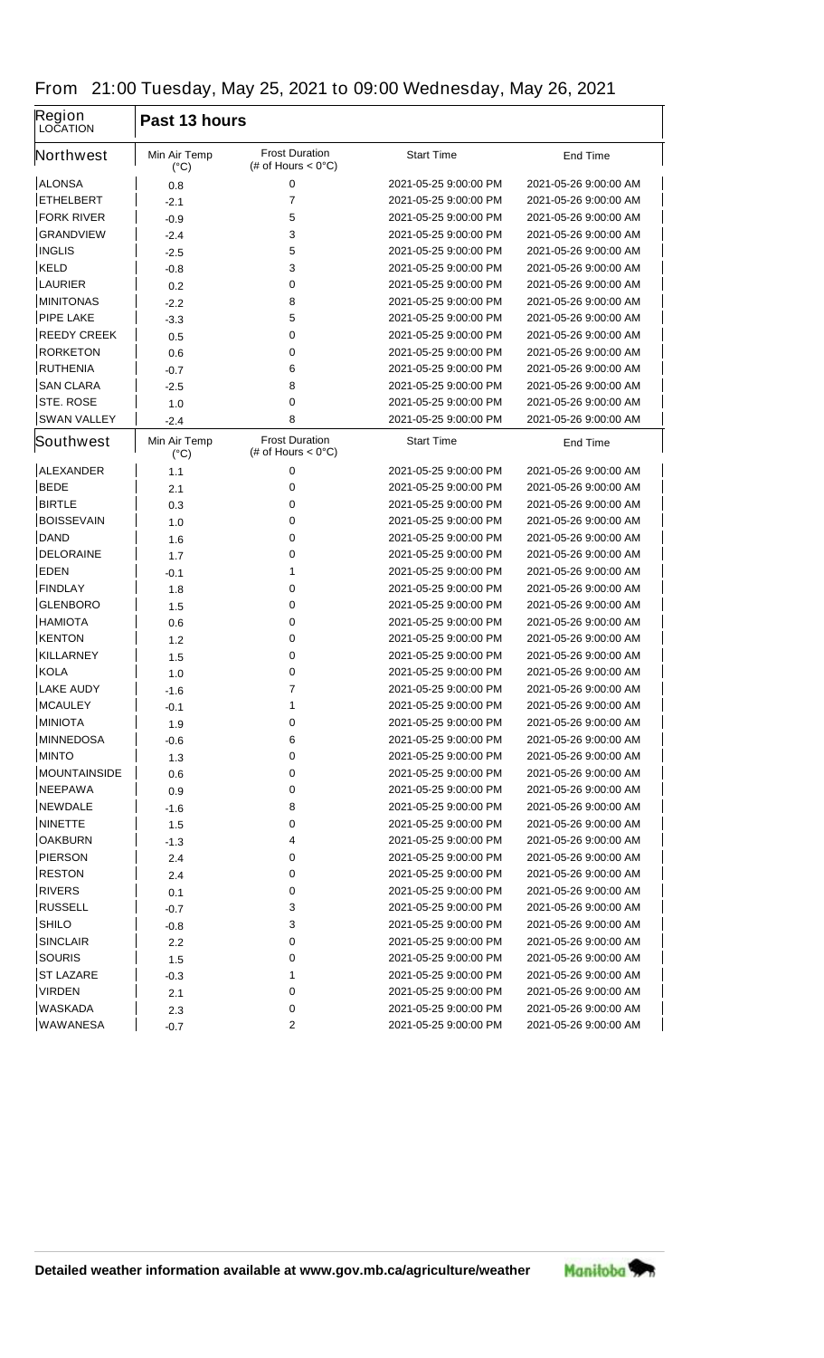# From 21:00 Tuesday, May 25, 2021 to 09:00 Wednesday, May 26, 2021

| Region LOCATION | Past 13 hours | | | |
|---|---|---|---|---|
| **Northwest** | Min Air Temp (°C) | Frost Duration (# of Hours < 0°C) | Start Time | End Time |
| ALONSA | 0.8 | 0 | 2021-05-25 9:00:00 PM | 2021-05-26 9:00:00 AM |
| ETHELBERT | -2.1 | 7 | 2021-05-25 9:00:00 PM | 2021-05-26 9:00:00 AM |
| FORK RIVER | -0.9 | 5 | 2021-05-25 9:00:00 PM | 2021-05-26 9:00:00 AM |
| GRANDVIEW | -2.4 | 3 | 2021-05-25 9:00:00 PM | 2021-05-26 9:00:00 AM |
| INGLIS | -2.5 | 5 | 2021-05-25 9:00:00 PM | 2021-05-26 9:00:00 AM |
| KELD | -0.8 | 3 | 2021-05-25 9:00:00 PM | 2021-05-26 9:00:00 AM |
| LAURIER | 0.2 | 0 | 2021-05-25 9:00:00 PM | 2021-05-26 9:00:00 AM |
| MINITONAS | -2.2 | 8 | 2021-05-25 9:00:00 PM | 2021-05-26 9:00:00 AM |
| PIPE LAKE | -3.3 | 5 | 2021-05-25 9:00:00 PM | 2021-05-26 9:00:00 AM |
| REEDY CREEK | 0.5 | 0 | 2021-05-25 9:00:00 PM | 2021-05-26 9:00:00 AM |
| RORKETON | 0.6 | 0 | 2021-05-25 9:00:00 PM | 2021-05-26 9:00:00 AM |
| RUTHENIA | -0.7 | 6 | 2021-05-25 9:00:00 PM | 2021-05-26 9:00:00 AM |
| SAN CLARA | -2.5 | 8 | 2021-05-25 9:00:00 PM | 2021-05-26 9:00:00 AM |
| STE. ROSE | 1.0 | 0 | 2021-05-25 9:00:00 PM | 2021-05-26 9:00:00 AM |
| SWAN VALLEY | -2.4 | 8 | 2021-05-25 9:00:00 PM | 2021-05-26 9:00:00 AM |
| **Southwest** | Min Air Temp (°C) | Frost Duration (# of Hours < 0°C) | Start Time | End Time |
| ALEXANDER | 1.1 | 0 | 2021-05-25 9:00:00 PM | 2021-05-26 9:00:00 AM |
| BEDE | 2.1 | 0 | 2021-05-25 9:00:00 PM | 2021-05-26 9:00:00 AM |
| BIRTLE | 0.3 | 0 | 2021-05-25 9:00:00 PM | 2021-05-26 9:00:00 AM |
| BOISSEVAIN | 1.0 | 0 | 2021-05-25 9:00:00 PM | 2021-05-26 9:00:00 AM |
| DAND | 1.6 | 0 | 2021-05-25 9:00:00 PM | 2021-05-26 9:00:00 AM |
| DELORAINE | 1.7 | 0 | 2021-05-25 9:00:00 PM | 2021-05-26 9:00:00 AM |
| EDEN | -0.1 | 1 | 2021-05-25 9:00:00 PM | 2021-05-26 9:00:00 AM |
| FINDLAY | 1.8 | 0 | 2021-05-25 9:00:00 PM | 2021-05-26 9:00:00 AM |
| GLENBORO | 1.5 | 0 | 2021-05-25 9:00:00 PM | 2021-05-26 9:00:00 AM |
| HAMIOTA | 0.6 | 0 | 2021-05-25 9:00:00 PM | 2021-05-26 9:00:00 AM |
| KENTON | 1.2 | 0 | 2021-05-25 9:00:00 PM | 2021-05-26 9:00:00 AM |
| KILLARNEY | 1.5 | 0 | 2021-05-25 9:00:00 PM | 2021-05-26 9:00:00 AM |
| KOLA | 1.0 | 0 | 2021-05-25 9:00:00 PM | 2021-05-26 9:00:00 AM |
| LAKE AUDY | -1.6 | 7 | 2021-05-25 9:00:00 PM | 2021-05-26 9:00:00 AM |
| MCAULEY | -0.1 | 1 | 2021-05-25 9:00:00 PM | 2021-05-26 9:00:00 AM |
| MINIOTA | 1.9 | 0 | 2021-05-25 9:00:00 PM | 2021-05-26 9:00:00 AM |
| MINNEDOSA | -0.6 | 6 | 2021-05-25 9:00:00 PM | 2021-05-26 9:00:00 AM |
| MINTO | 1.3 | 0 | 2021-05-25 9:00:00 PM | 2021-05-26 9:00:00 AM |
| MOUNTAINSIDE | 0.6 | 0 | 2021-05-25 9:00:00 PM | 2021-05-26 9:00:00 AM |
| NEEPAWA | 0.9 | 0 | 2021-05-25 9:00:00 PM | 2021-05-26 9:00:00 AM |
| NEWDALE | -1.6 | 8 | 2021-05-25 9:00:00 PM | 2021-05-26 9:00:00 AM |
| NINETTE | 1.5 | 0 | 2021-05-25 9:00:00 PM | 2021-05-26 9:00:00 AM |
| OAKBURN | -1.3 | 4 | 2021-05-25 9:00:00 PM | 2021-05-26 9:00:00 AM |
| PIERSON | 2.4 | 0 | 2021-05-25 9:00:00 PM | 2021-05-26 9:00:00 AM |
| RESTON | 2.4 | 0 | 2021-05-25 9:00:00 PM | 2021-05-26 9:00:00 AM |
| RIVERS | 0.1 | 0 | 2021-05-25 9:00:00 PM | 2021-05-26 9:00:00 AM |
| RUSSELL | -0.7 | 3 | 2021-05-25 9:00:00 PM | 2021-05-26 9:00:00 AM |
| SHILO | -0.8 | 3 | 2021-05-25 9:00:00 PM | 2021-05-26 9:00:00 AM |
| SINCLAIR | 2.2 | 0 | 2021-05-25 9:00:00 PM | 2021-05-26 9:00:00 AM |
| SOURIS | 1.5 | 0 | 2021-05-25 9:00:00 PM | 2021-05-26 9:00:00 AM |
| ST LAZARE | -0.3 | 1 | 2021-05-25 9:00:00 PM | 2021-05-26 9:00:00 AM |
| VIRDEN | 2.1 | 0 | 2021-05-25 9:00:00 PM | 2021-05-26 9:00:00 AM |
| WASKADA | 2.3 | 0 | 2021-05-25 9:00:00 PM | 2021-05-26 9:00:00 AM |
| WAWANESA | -0.7 | 2 | 2021-05-25 9:00:00 PM | 2021-05-26 9:00:00 AM |

**Detailed weather information available at www.gov.mb.ca/agriculture/weather**